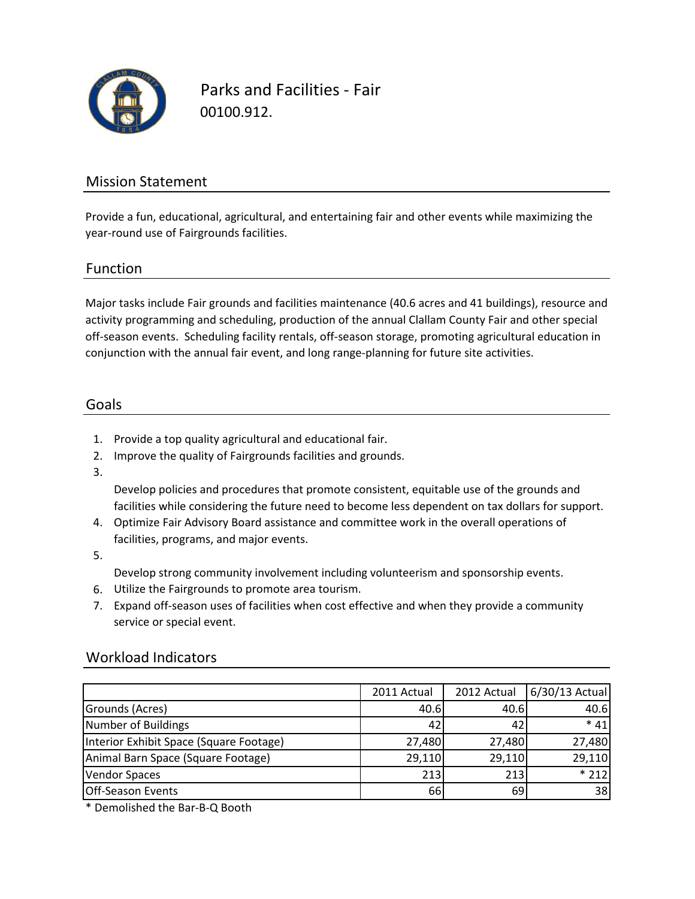# Parks and Facilities - Fair

00100.912.

## Mission Statement

Provide a fun, educational, agricultural, and entertaining fair and other events while maximizing the year-round use of Fairgrounds facilities.

## Function

Major tasks include Fair grounds and facilities maintenance (40.6 acres and 41 buildings), resource and activity programming and scheduling, production of the annual Clallam County Fair and other special off-season events. Scheduling facility rentals, off-season storage, promoting agricultural education in conjunction with the annual fair event, and long range-planning for future site activities.

## Goals

1. Provide a top quality agricultural and educational fair.
2. Improve the quality of Fairgrounds facilities and grounds.
3. Develop policies and procedures that promote consistent, equitable use of the grounds and facilities while considering the future need to become less dependent on tax dollars for support.
4. Optimize Fair Advisory Board assistance and committee work in the overall operations of facilities, programs, and major events.
5. Develop strong community involvement including volunteerism and sponsorship events.
6. Utilize the Fairgrounds to promote area tourism.
7. Expand off-season uses of facilities when cost effective and when they provide a community service or special event.

## Workload Indicators

| | 2011 Actual | 2012 Actual | 6/30/13 Actual |
|---|---|---|---|
| Grounds (Acres) | 40.6 | 40.6 | 40.6 |
| Number of Buildings | 42 | 42 | * 41 |
| Interior Exhibit Space (Square Footage) | 27,480 | 27,480 | 27,480 |
| Animal Barn Space (Square Footage) | 29,110 | 29,110 | 29,110 |
| Vendor Spaces | 213 | 213 | * 212 |
| Off-Season Events | 66 | 69 | 38 |

* Demolished the Bar-B-Q Booth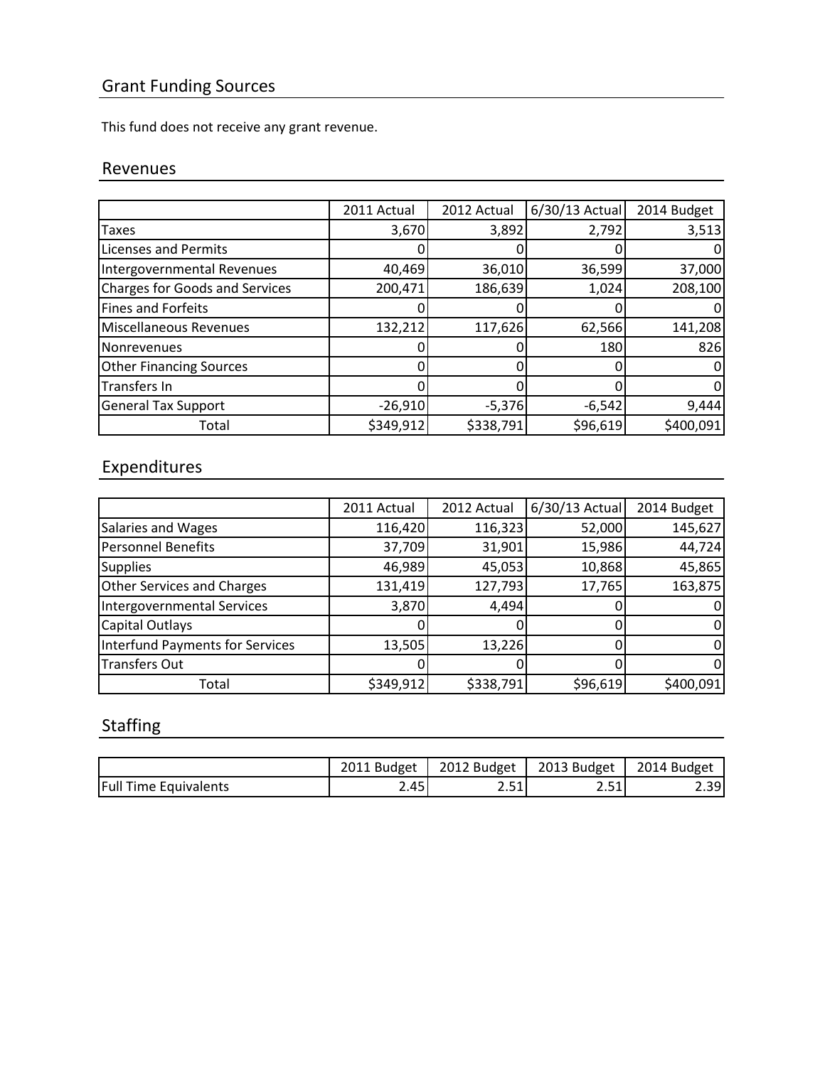## Grant Funding Sources

This fund does not receive any grant revenue.

## Revenues

| | 2011 Actual | 2012 Actual | 6/30/13 Actual | 2014 Budget |
|---|---|---|---|---|
| Taxes | 3,670 | 3,892 | 2,792 | 3,513 |
| Licenses and Permits | 0 | 0 | 0 | 0 |
| Intergovernmental Revenues | 40,469 | 36,010 | 36,599 | 37,000 |
| Charges for Goods and Services | 200,471 | 186,639 | 1,024 | 208,100 |
| Fines and Forfeits | 0 | 0 | 0 | 0 |
| Miscellaneous Revenues | 132,212 | 117,626 | 62,566 | 141,208 |
| Nonrevenues | 0 | 0 | 180 | 826 |
| Other Financing Sources | 0 | 0 | 0 | 0 |
| Transfers In | 0 | 0 | 0 | 0 |
| General Tax Support | -26,910 | -5,376 | -6,542 | 9,444 |
| Total | $349,912 | $338,791 | $96,619 | $400,091 |

## Expenditures

| | 2011 Actual | 2012 Actual | 6/30/13 Actual | 2014 Budget |
|---|---|---|---|---|
| Salaries and Wages | 116,420 | 116,323 | 52,000 | 145,627 |
| Personnel Benefits | 37,709 | 31,901 | 15,986 | 44,724 |
| Supplies | 46,989 | 45,053 | 10,868 | 45,865 |
| Other Services and Charges | 131,419 | 127,793 | 17,765 | 163,875 |
| Intergovernmental Services | 3,870 | 4,494 | 0 | 0 |
| Capital Outlays | 0 | 0 | 0 | 0 |
| Interfund Payments for Services | 13,505 | 13,226 | 0 | 0 |
| Transfers Out | 0 | 0 | 0 | 0 |
| Total | $349,912 | $338,791 | $96,619 | $400,091 |

## Staffing

| | 2011 Budget | 2012 Budget | 2013 Budget | 2014 Budget |
|---|---|---|---|---|
| Full Time Equivalents | 2.45 | 2.51 | 2.51 | 2.39 |